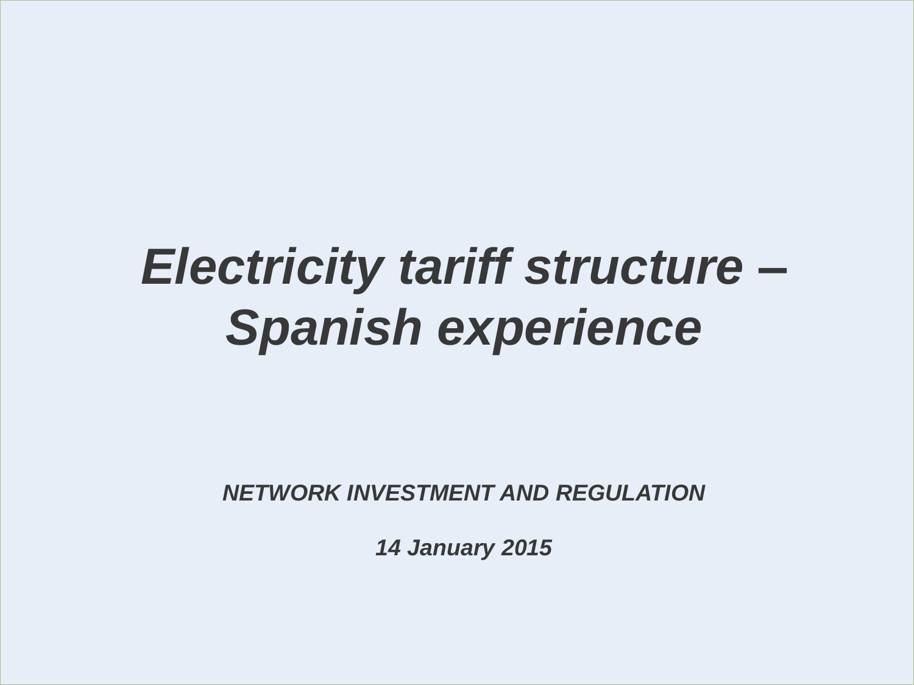# *Electricity tariff structure – Spanish experience*

***NETWORK INVESTMENT AND REGULATION***

***14 January 2015***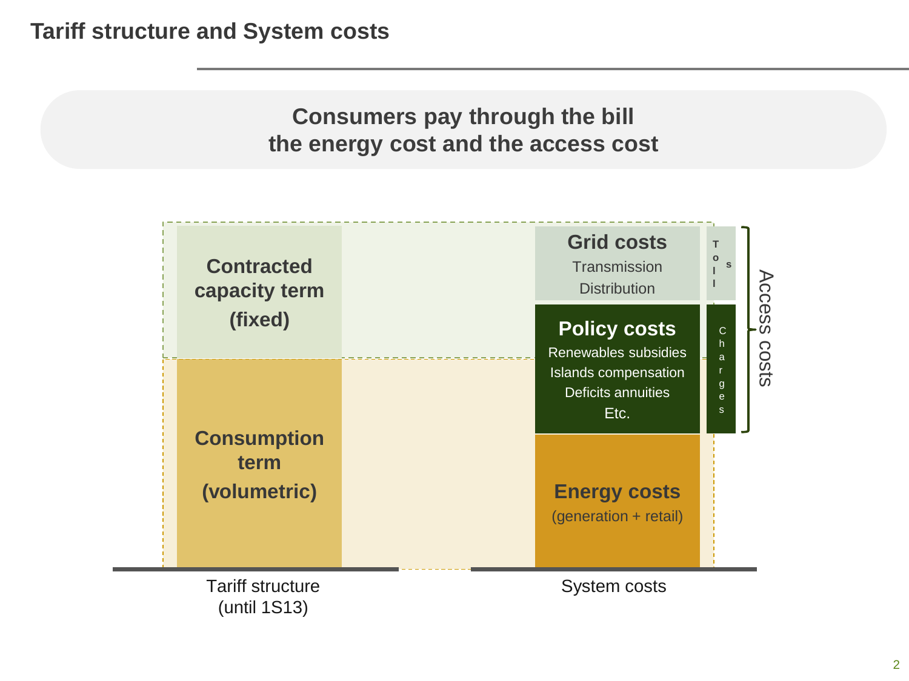## Tariff structure and System costs

**Consumers pay through the bill the energy cost and the access cost**

**Contracted capacity term (fixed)**

**Consumption term (volumetric)**

**Grid costs**
Transmission
Distribution

**Policy costs**
Renewables subsidies
Islands compensation
Deficits annuities
Etc.

**Energy costs**
(generation + retail)

Tolls

Charges

Access costs

Tariff structure (until 1S13)

System costs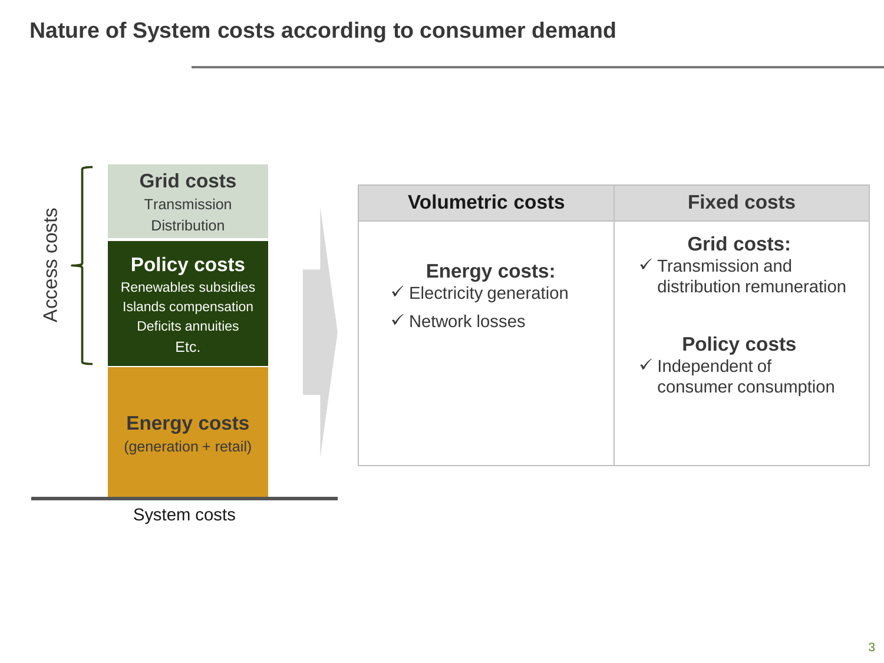# Nature of System costs according to consumer demand

**Access costs**

**Grid costs**
Transmission
Distribution

**Policy costs**
Renewables subsidies
Islands compensation
Deficits annuities
Etc.

**Energy costs**
(generation + retail)

System costs

| Volumetric costs | Fixed costs |
|---|---|
| **Energy costs:**<br>✓ Electricity generation<br>✓ Network losses | **Grid costs:**<br>✓ Transmission and distribution remuneration<br><br>**Policy costs**<br>✓ Independent of consumer consumption |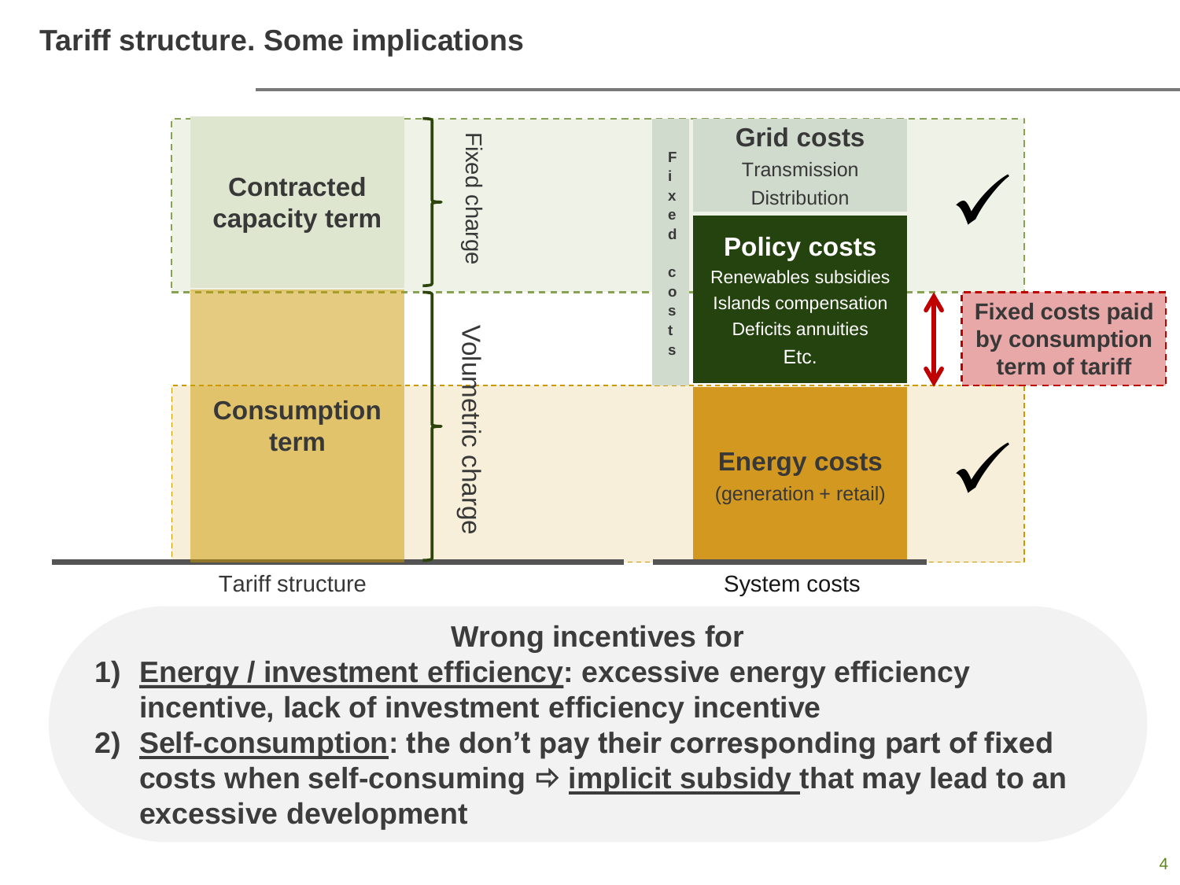# Tariff structure. Some implications

**Contracted capacity term**

Fixed charge

**Consumption term**

Volumetric charge

Tariff structure

Fixed costs

**Grid costs**
Transmission
Distribution

**Policy costs**
Renewables subsidies
Islands compensation
Deficits annuities
Etc.

**Energy costs**
(generation + retail)

System costs

✓

✓

**Fixed costs paid by consumption term of tariff**

**Wrong incentives for**

1) **<u>Energy / investment efficiency</u>: excessive energy efficiency incentive, lack of investment efficiency incentive**
2) **<u>Self-consumption</u>: the don't pay their corresponding part of fixed costs when self-consuming ⇨ <u>implicit subsidy</u> that may lead to an excessive development**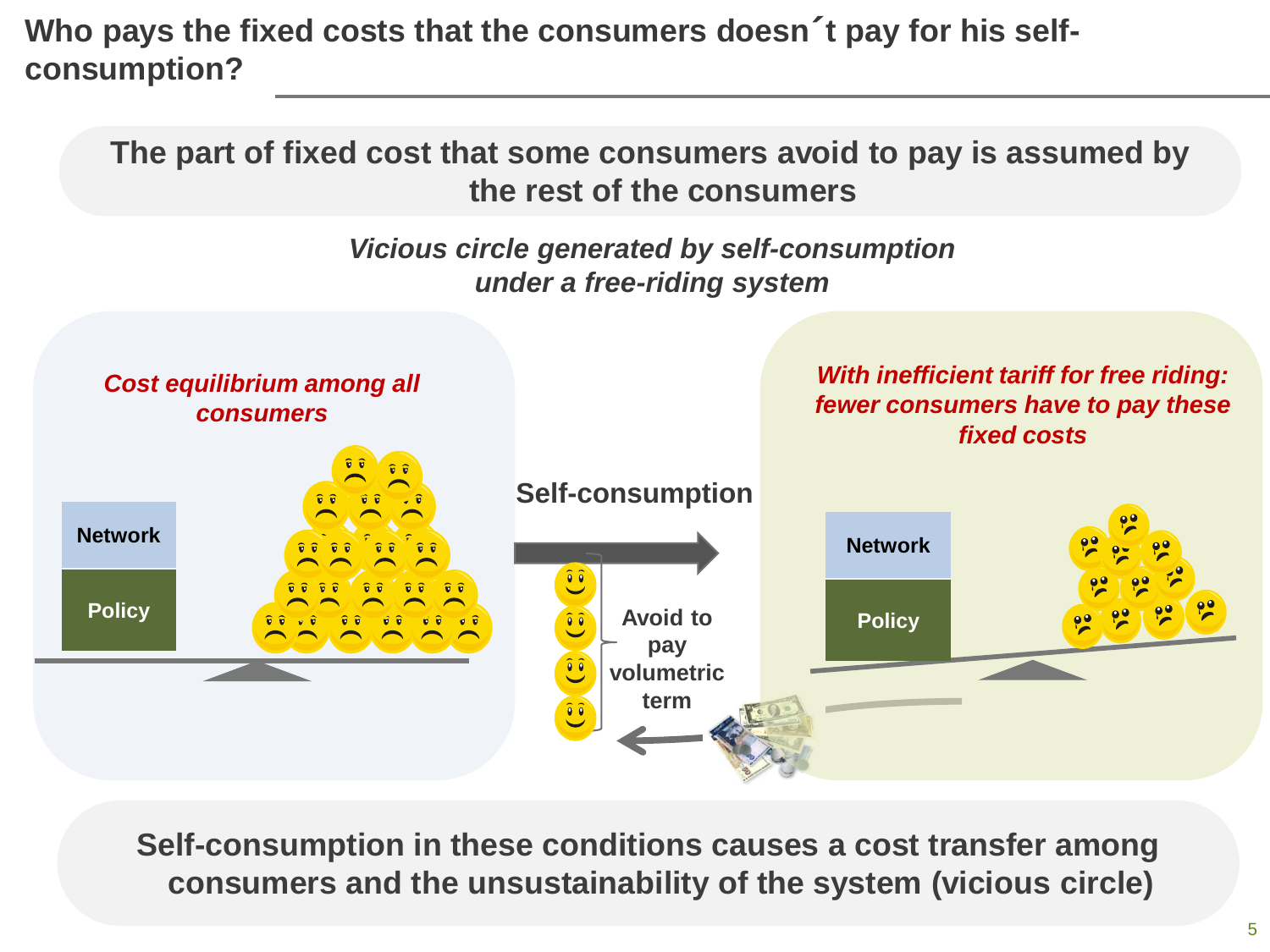# Who pays the fixed costs that the consumers doesn´t pay for his self-consumption?

**The part of fixed cost that some consumers avoid to pay is assumed by the rest of the consumers**

***Vicious circle generated by self-consumption under a free-riding system***

*Cost equilibrium among all consumers*

Network

Policy

**Self-consumption**

Avoid to pay volumetric term

*With inefficient tariff for free riding: fewer consumers have to pay these fixed costs*

Network

Policy

**Self-consumption in these conditions causes a cost transfer among consumers and the unsustainability of the system (vicious circle)**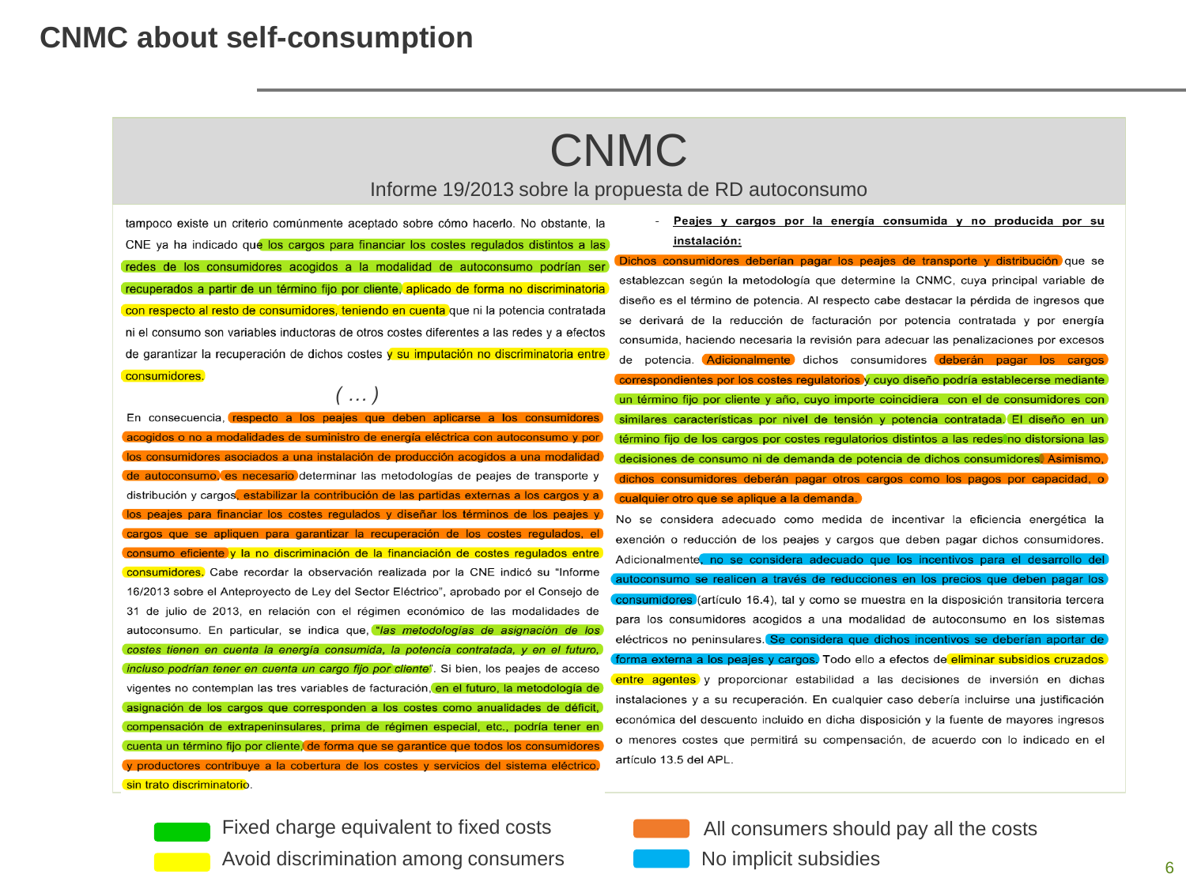# CNMC about self-consumption

## CNMC

### Informe 19/2013 sobre la propuesta de RD autoconsumo

tampoco existe un criterio comúnmente aceptado sobre cómo hacerlo. No obstante, la CNE ya ha indicado que los cargos para financiar los costes regulados distintos a las redes de los consumidores acogidos a la modalidad de autoconsumo podrían ser recuperados a partir de un término fijo por cliente, aplicado de forma no discriminatoria con respecto al resto de consumidores, teniendo en cuenta que ni la potencia contratada ni el consumo son variables inductoras de otros costes diferentes a las redes y a efectos de garantizar la recuperación de dichos costes y su imputación no discriminatoria entre consumidores.

( … )

En consecuencia, respecto a los peajes que deben aplicarse a los consumidores acogidos o no a modalidades de suministro de energía eléctrica con autoconsumo y por los consumidores asociados a una instalación de producción acogidos a una modalidad de autoconsumo, es necesario determinar las metodologías de peajes de transporte y distribución y cargos, estabilizar la contribución de las partidas externas a los cargos y a los peajes para financiar los costes regulados y diseñar los términos de los peajes y cargos que se apliquen para garantizar la recuperación de los costes regulados, el consumo eficiente y la no discriminación de la financiación de costes regulados entre consumidores. Cabe recordar la observación realizada por la CNE indicó su "Informe 16/2013 sobre el Anteproyecto de Ley del Sector Eléctrico", aprobado por el Consejo de 31 de julio de 2013, en relación con el régimen económico de las modalidades de autoconsumo. En particular, se indica que, *"las metodologías de asignación de los costes tienen en cuenta la energía consumida, la potencia contratada, y en el futuro, incluso podrían tener en cuenta un cargo fijo por cliente"*. Si bien, los peajes de acceso vigentes no contemplan las tres variables de facturación, en el futuro, la metodología de asignación de los cargos que corresponden a los costes como anualidades de déficit, compensación de extrapeninsulares, prima de régimen especial, etc., podría tener en cuenta un término fijo por cliente, de forma que se garantice que todos los consumidores y productores contribuye a la cobertura de los costes y servicios del sistema eléctrico, sin trato discriminatorio.

- **Peajes y cargos por la energía consumida y no producida por su instalación:**

Dichos consumidores deberían pagar los peajes de transporte y distribución que se establezcan según la metodología que determine la CNMC, cuya principal variable de diseño es el término de potencia. Al respecto cabe destacar la pérdida de ingresos que se derivará de la reducción de facturación por potencia contratada y por energía consumida, haciendo necesaria la revisión para adecuar las penalizaciones por excesos de potencia. Adicionalmente dichos consumidores deberán pagar los cargos correspondientes por los costes regulatorios y cuyo diseño podría establecerse mediante un término fijo por cliente y año, cuyo importe coincidiera con el de consumidores con similares características por nivel de tensión y potencia contratada. El diseño en un término fijo de los cargos por costes regulatorios distintos a las redes no distorsiona las decisiones de consumo ni de demanda de potencia de dichos consumidores. Asimismo, dichos consumidores deberán pagar otros cargos como los pagos por capacidad, o cualquier otro que se aplique a la demanda.

No se considera adecuado como medida de incentivar la eficiencia energética la exención o reducción de los peajes y cargos que deben pagar dichos consumidores. Adicionalmente, no se considera adecuado que los incentivos para el desarrollo del autoconsumo se realicen a través de reducciones en los precios que deben pagar los consumidores (artículo 16.4), tal y como se muestra en la disposición transitoria tercera para los consumidores acogidos a una modalidad de autoconsumo en los sistemas eléctricos no peninsulares. Se considera que dichos incentivos se deberían aportar de forma externa a los peajes y cargos. Todo ello a efectos de eliminar subsidios cruzados entre agentes y proporcionar estabilidad a las decisiones de inversión en dichas instalaciones y a su recuperación. En cualquier caso debería incluirse una justificación económica del descuento incluido en dicha disposición y la fuente de mayores ingresos o menores costes que permitirá su compensación, de acuerdo con lo indicado en el artículo 13.5 del APL.

- Green: Fixed charge equivalent to fixed costs
- Yellow: Avoid discrimination among consumers
- Orange: All consumers should pay all the costs
- Blue: No implicit subsidies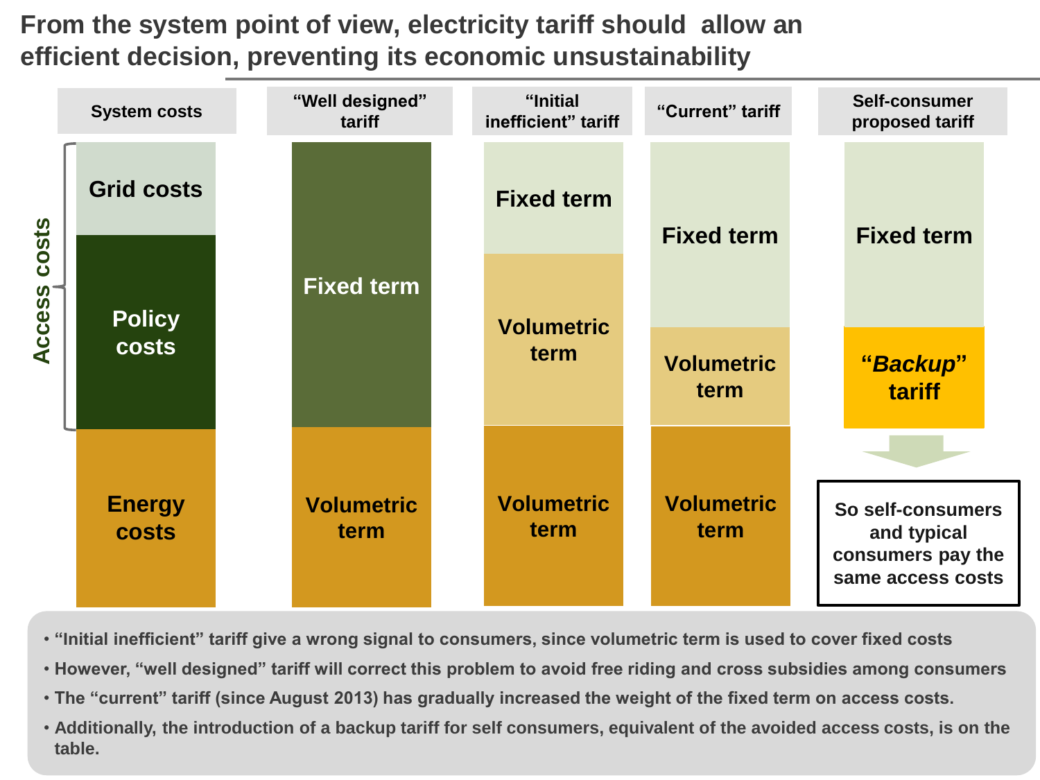# From the system point of view, electricity tariff should allow an efficient decision, preventing its economic unsustainability

| System costs | "Well designed" tariff | "Initial inefficient" tariff | "Current" tariff | Self-consumer proposed tariff |
|---|---|---|---|---|
| Grid costs | Fixed term | Fixed term | Fixed term | Fixed term |
| Policy costs | | Volumetric term | Volumetric term | "*Backup*" tariff |
| Energy costs | Volumetric term | Volumetric term | Volumetric term | So self-consumers and typical consumers pay the same access costs |

Access costs = Grid costs + Policy costs

- "Initial inefficient" tariff give a wrong signal to consumers, since volumetric term is used to cover fixed costs
- However, "well designed" tariff will correct this problem to avoid free riding and cross subsidies among consumers
- The "current" tariff (since August 2013) has gradually increased the weight of the fixed term on access costs.
- Additionally, the introduction of a backup tariff for self consumers, equivalent of the avoided access costs, is on the table.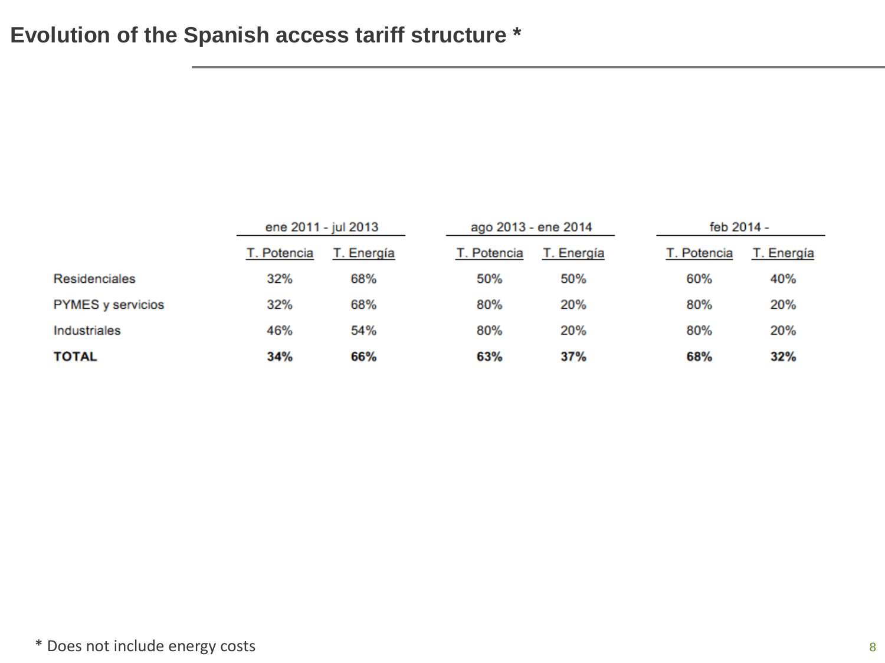# Evolution of the Spanish access tariff structure *

| | ene 2011 - jul 2013 | | ago 2013 - ene 2014 | | feb 2014 - | |
|---|---|---|---|---|---|---|
| | T. Potencia | T. Energía | T. Potencia | T. Energía | T. Potencia | T. Energía |
| Residenciales | 32% | 68% | 50% | 50% | 60% | 40% |
| PYMES y servicios | 32% | 68% | 80% | 20% | 80% | 20% |
| Industriales | 46% | 54% | 80% | 20% | 80% | 20% |
| **TOTAL** | **34%** | **66%** | **63%** | **37%** | **68%** | **32%** |

* Does not include energy costs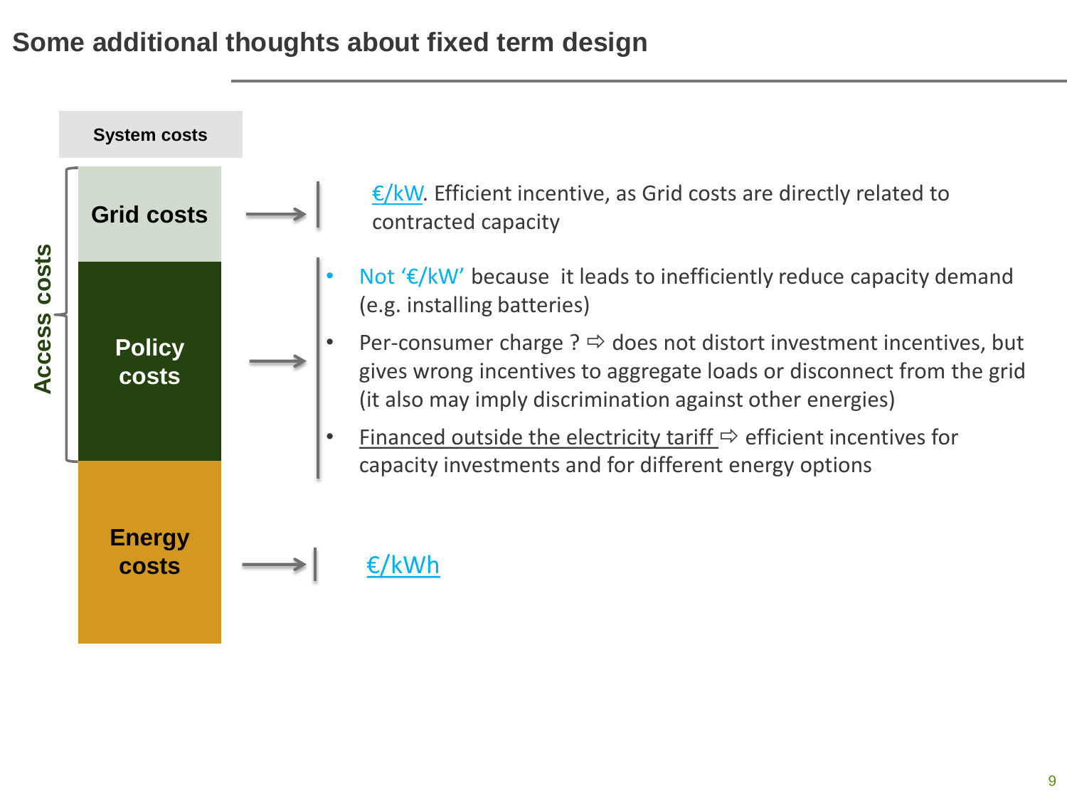# Some additional thoughts about fixed term design

**System costs**

**Access costs**

**Grid costs** → €/kW. Efficient incentive, as Grid costs are directly related to contracted capacity

**Policy costs** →

- Not '€/kW' because it leads to inefficiently reduce capacity demand (e.g. installing batteries)
- Per-consumer charge ? ⇨ does not distort investment incentives, but gives wrong incentives to aggregate loads or disconnect from the grid (it also may imply discrimination against other energies)
- Financed outside the electricity tariff ⇨ efficient incentives for capacity investments and for different energy options

**Energy costs** → €/kWh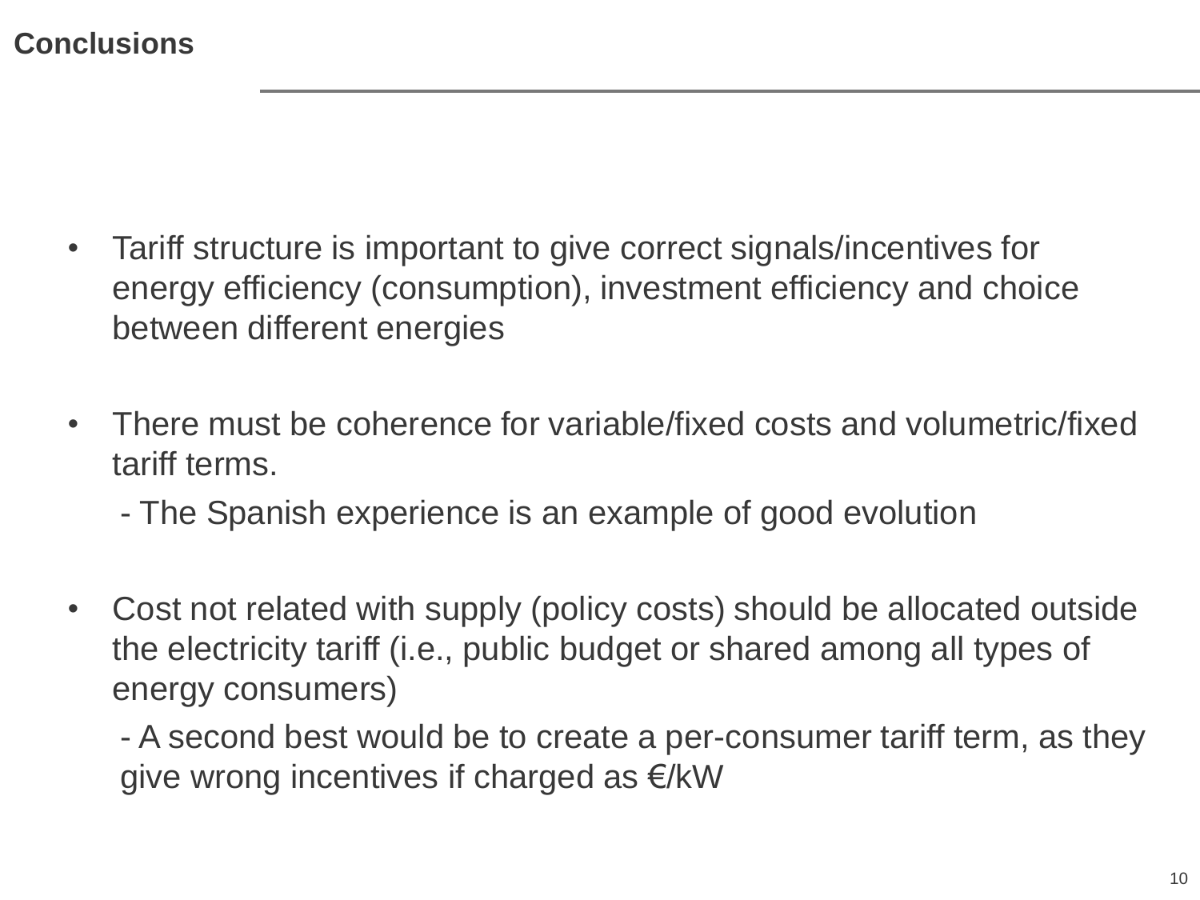# Conclusions

- Tariff structure is important to give correct signals/incentives for energy efficiency (consumption), investment efficiency and choice between different energies

- There must be coherence for variable/fixed costs and volumetric/fixed tariff terms.

  - The Spanish experience is an example of good evolution

- Cost not related with supply (policy costs) should be allocated outside the electricity tariff (i.e., public budget or shared among all types of energy consumers)

  - A second best would be to create a per-consumer tariff term, as they give wrong incentives if charged as €/kW